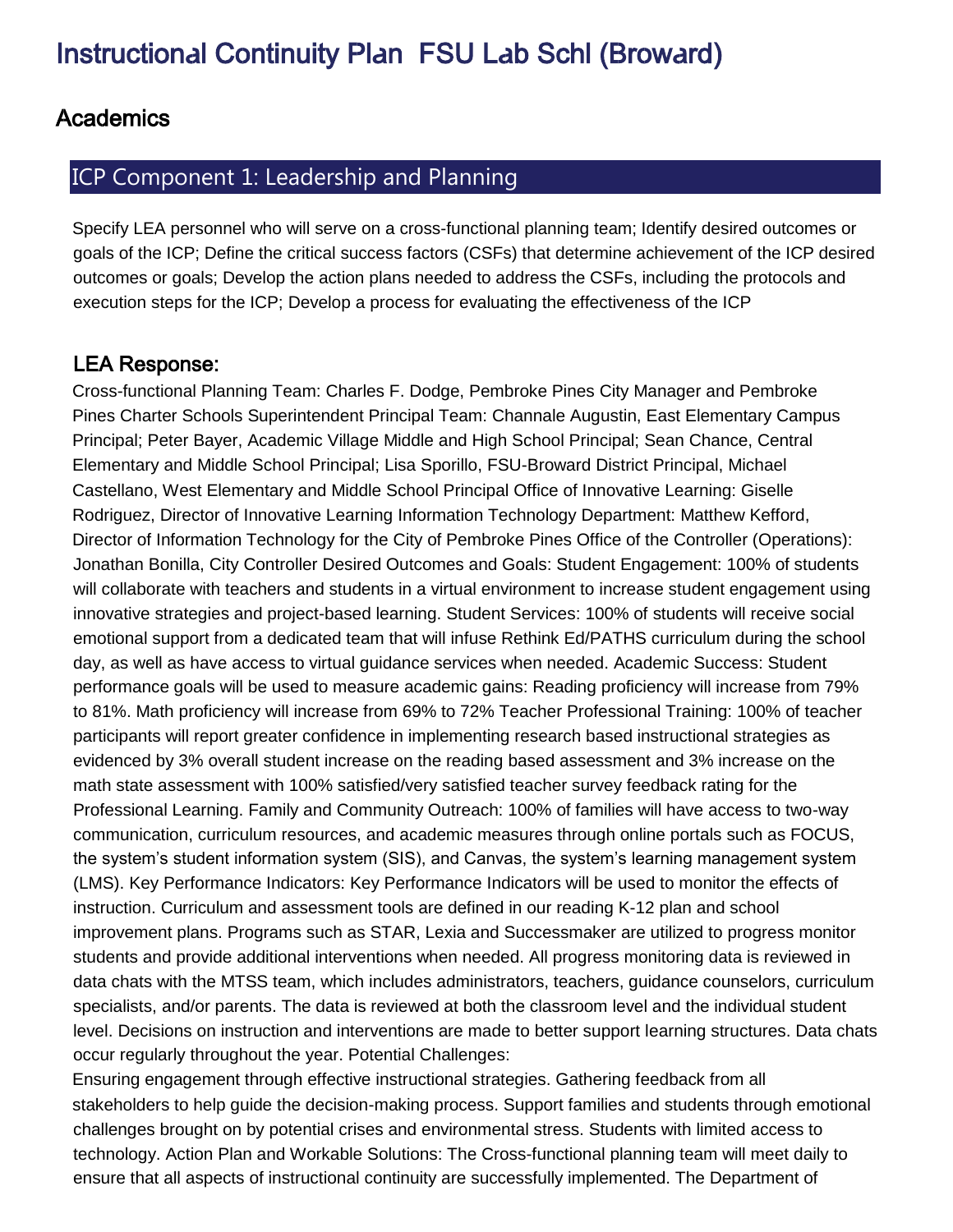# Instructional Continuity Plan FSU Lab Schl (Broward)

## Academics

### ICP Component 1: Leadership and Planning

Specify LEA personnel who will serve on a cross-functional planning team; Identify desired outcomes or goals of the ICP; Define the critical success factors (CSFs) that determine achievement of the ICP desired outcomes or goals; Develop the action plans needed to address the CSFs, including the protocols and execution steps for the ICP; Develop a process for evaluating the effectiveness of the ICP

#### LEA Response:

Cross-functional Planning Team: Charles F. Dodge, Pembroke Pines City Manager and Pembroke Pines Charter Schools Superintendent Principal Team: Channale Augustin, East Elementary Campus Principal; Peter Bayer, Academic Village Middle and High School Principal; Sean Chance, Central Elementary and Middle School Principal; Lisa Sporillo, FSU-Broward District Principal, Michael Castellano, West Elementary and Middle School Principal Office of Innovative Learning: Giselle Rodriguez, Director of Innovative Learning Information Technology Department: Matthew Kefford, Director of Information Technology for the City of Pembroke Pines Office of the Controller (Operations): Jonathan Bonilla, City Controller Desired Outcomes and Goals: Student Engagement: 100% of students will collaborate with teachers and students in a virtual environment to increase student engagement using innovative strategies and project-based learning. Student Services: 100% of students will receive social emotional support from a dedicated team that will infuse Rethink Ed/PATHS curriculum during the school day, as well as have access to virtual guidance services when needed. Academic Success: Student performance goals will be used to measure academic gains: Reading proficiency will increase from 79% to 81%. Math proficiency will increase from 69% to 72% Teacher Professional Training: 100% of teacher participants will report greater confidence in implementing research based instructional strategies as evidenced by 3% overall student increase on the reading based assessment and 3% increase on the math state assessment with 100% satisfied/very satisfied teacher survey feedback rating for the Professional Learning. Family and Community Outreach: 100% of families will have access to two-way communication, curriculum resources, and academic measures through online portals such as FOCUS, the system's student information system (SIS), and Canvas, the system's learning management system (LMS). Key Performance Indicators: Key Performance Indicators will be used to monitor the effects of instruction. Curriculum and assessment tools are defined in our reading K-12 plan and school improvement plans. Programs such as STAR, Lexia and Successmaker are utilized to progress monitor students and provide additional interventions when needed. All progress monitoring data is reviewed in data chats with the MTSS team, which includes administrators, teachers, guidance counselors, curriculum specialists, and/or parents. The data is reviewed at both the classroom level and the individual student level. Decisions on instruction and interventions are made to better support learning structures. Data chats occur regularly throughout the year. Potential Challenges:
Ensuring engagement through effective instructional strategies. Gathering feedback from all stakeholders to help guide the decision-making process. Support families and students through emotional challenges brought on by potential crises and environmental stress. Students with limited access to technology. Action Plan and Workable Solutions: The Cross-functional planning team will meet daily to ensure that all aspects of instructional continuity are successfully implemented. The Department of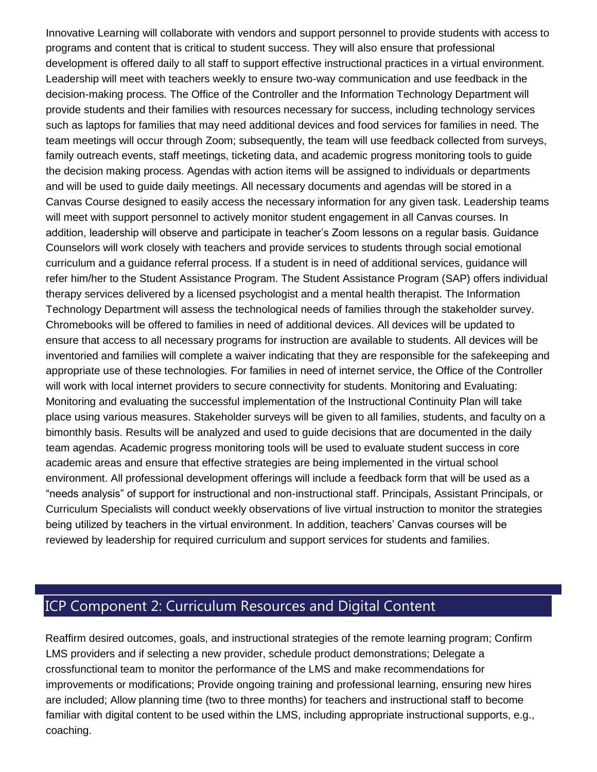Innovative Learning will collaborate with vendors and support personnel to provide students with access to programs and content that is critical to student success. They will also ensure that professional development is offered daily to all staff to support effective instructional practices in a virtual environment. Leadership will meet with teachers weekly to ensure two-way communication and use feedback in the decision-making process. The Office of the Controller and the Information Technology Department will provide students and their families with resources necessary for success, including technology services such as laptops for families that may need additional devices and food services for families in need. The team meetings will occur through Zoom; subsequently, the team will use feedback collected from surveys, family outreach events, staff meetings, ticketing data, and academic progress monitoring tools to guide the decision making process. Agendas with action items will be assigned to individuals or departments and will be used to guide daily meetings. All necessary documents and agendas will be stored in a Canvas Course designed to easily access the necessary information for any given task. Leadership teams will meet with support personnel to actively monitor student engagement in all Canvas courses. In addition, leadership will observe and participate in teacher's Zoom lessons on a regular basis. Guidance Counselors will work closely with teachers and provide services to students through social emotional curriculum and a guidance referral process. If a student is in need of additional services, guidance will refer him/her to the Student Assistance Program. The Student Assistance Program (SAP) offers individual therapy services delivered by a licensed psychologist and a mental health therapist. The Information Technology Department will assess the technological needs of families through the stakeholder survey. Chromebooks will be offered to families in need of additional devices. All devices will be updated to ensure that access to all necessary programs for instruction are available to students. All devices will be inventoried and families will complete a waiver indicating that they are responsible for the safekeeping and appropriate use of these technologies. For families in need of internet service, the Office of the Controller will work with local internet providers to secure connectivity for students. Monitoring and Evaluating: Monitoring and evaluating the successful implementation of the Instructional Continuity Plan will take place using various measures. Stakeholder surveys will be given to all families, students, and faculty on a bimonthly basis. Results will be analyzed and used to guide decisions that are documented in the daily team agendas. Academic progress monitoring tools will be used to evaluate student success in core academic areas and ensure that effective strategies are being implemented in the virtual school environment. All professional development offerings will include a feedback form that will be used as a "needs analysis" of support for instructional and non-instructional staff. Principals, Assistant Principals, or Curriculum Specialists will conduct weekly observations of live virtual instruction to monitor the strategies being utilized by teachers in the virtual environment. In addition, teachers' Canvas courses will be reviewed by leadership for required curriculum and support services for students and families.

## ICP Component 2: Curriculum Resources and Digital Content

Reaffirm desired outcomes, goals, and instructional strategies of the remote learning program; Confirm LMS providers and if selecting a new provider, schedule product demonstrations; Delegate a crossfunctional team to monitor the performance of the LMS and make recommendations for improvements or modifications; Provide ongoing training and professional learning, ensuring new hires are included; Allow planning time (two to three months) for teachers and instructional staff to become familiar with digital content to be used within the LMS, including appropriate instructional supports, e.g., coaching.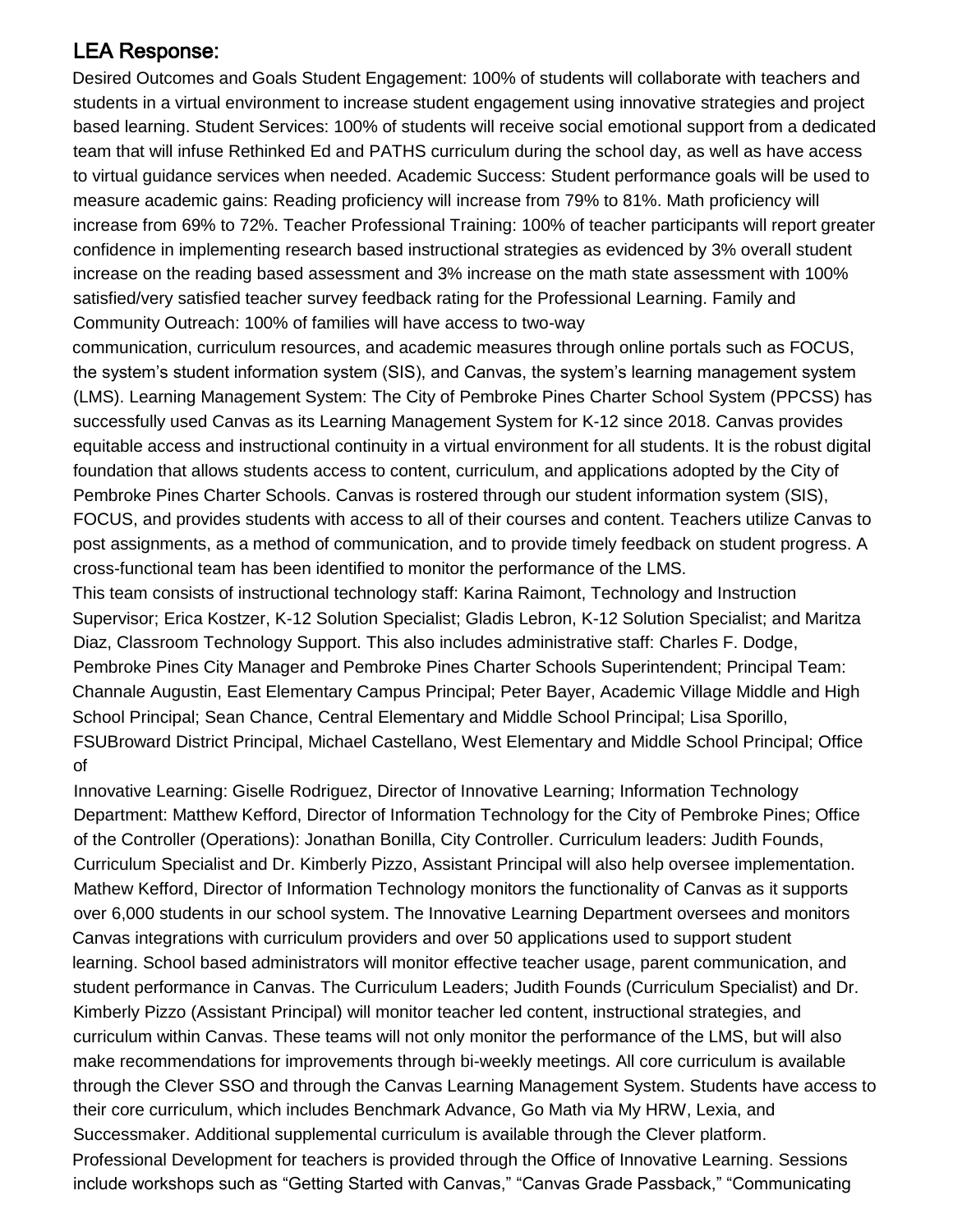## LEA Response:

Desired Outcomes and Goals Student Engagement: 100% of students will collaborate with teachers and students in a virtual environment to increase student engagement using innovative strategies and project based learning. Student Services: 100% of students will receive social emotional support from a dedicated team that will infuse Rethinked Ed and PATHS curriculum during the school day, as well as have access to virtual guidance services when needed. Academic Success: Student performance goals will be used to measure academic gains: Reading proficiency will increase from 79% to 81%. Math proficiency will increase from 69% to 72%. Teacher Professional Training: 100% of teacher participants will report greater confidence in implementing research based instructional strategies as evidenced by 3% overall student increase on the reading based assessment and 3% increase on the math state assessment with 100% satisfied/very satisfied teacher survey feedback rating for the Professional Learning. Family and Community Outreach: 100% of families will have access to two-way communication, curriculum resources, and academic measures through online portals such as FOCUS, the system's student information system (SIS), and Canvas, the system's learning management system (LMS). Learning Management System: The City of Pembroke Pines Charter School System (PPCSS) has successfully used Canvas as its Learning Management System for K-12 since 2018. Canvas provides equitable access and instructional continuity in a virtual environment for all students. It is the robust digital foundation that allows students access to content, curriculum, and applications adopted by the City of Pembroke Pines Charter Schools. Canvas is rostered through our student information system (SIS), FOCUS, and provides students with access to all of their courses and content. Teachers utilize Canvas to post assignments, as a method of communication, and to provide timely feedback on student progress. A cross-functional team has been identified to monitor the performance of the LMS.

This team consists of instructional technology staff: Karina Raimont, Technology and Instruction Supervisor; Erica Kostzer, K-12 Solution Specialist; Gladis Lebron, K-12 Solution Specialist; and Maritza Diaz, Classroom Technology Support. This also includes administrative staff: Charles F. Dodge, Pembroke Pines City Manager and Pembroke Pines Charter Schools Superintendent; Principal Team: Channale Augustin, East Elementary Campus Principal; Peter Bayer, Academic Village Middle and High School Principal; Sean Chance, Central Elementary and Middle School Principal; Lisa Sporillo, FSUBroward District Principal, Michael Castellano, West Elementary and Middle School Principal; Office of

Innovative Learning: Giselle Rodriguez, Director of Innovative Learning; Information Technology Department: Matthew Kefford, Director of Information Technology for the City of Pembroke Pines; Office of the Controller (Operations): Jonathan Bonilla, City Controller. Curriculum leaders: Judith Founds, Curriculum Specialist and Dr. Kimberly Pizzo, Assistant Principal will also help oversee implementation. Mathew Kefford, Director of Information Technology monitors the functionality of Canvas as it supports over 6,000 students in our school system. The Innovative Learning Department oversees and monitors Canvas integrations with curriculum providers and over 50 applications used to support student learning. School based administrators will monitor effective teacher usage, parent communication, and student performance in Canvas. The Curriculum Leaders; Judith Founds (Curriculum Specialist) and Dr. Kimberly Pizzo (Assistant Principal) will monitor teacher led content, instructional strategies, and curriculum within Canvas. These teams will not only monitor the performance of the LMS, but will also make recommendations for improvements through bi-weekly meetings. All core curriculum is available through the Clever SSO and through the Canvas Learning Management System. Students have access to their core curriculum, which includes Benchmark Advance, Go Math via My HRW, Lexia, and Successmaker. Additional supplemental curriculum is available through the Clever platform.

Professional Development for teachers is provided through the Office of Innovative Learning. Sessions include workshops such as "Getting Started with Canvas," "Canvas Grade Passback," "Communicating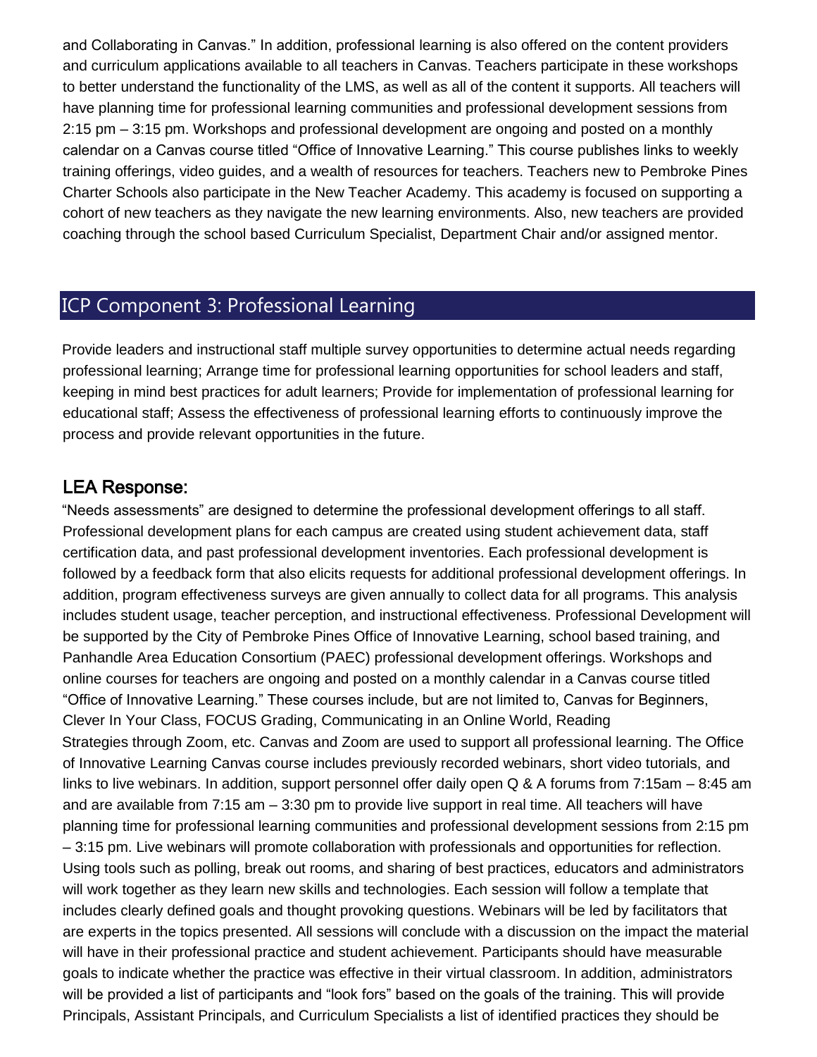and Collaborating in Canvas." In addition, professional learning is also offered on the content providers and curriculum applications available to all teachers in Canvas. Teachers participate in these workshops to better understand the functionality of the LMS, as well as all of the content it supports. All teachers will have planning time for professional learning communities and professional development sessions from 2:15 pm – 3:15 pm. Workshops and professional development are ongoing and posted on a monthly calendar on a Canvas course titled "Office of Innovative Learning." This course publishes links to weekly training offerings, video guides, and a wealth of resources for teachers. Teachers new to Pembroke Pines Charter Schools also participate in the New Teacher Academy. This academy is focused on supporting a cohort of new teachers as they navigate the new learning environments. Also, new teachers are provided coaching through the school based Curriculum Specialist, Department Chair and/or assigned mentor.

## ICP Component 3: Professional Learning

Provide leaders and instructional staff multiple survey opportunities to determine actual needs regarding professional learning; Arrange time for professional learning opportunities for school leaders and staff, keeping in mind best practices for adult learners; Provide for implementation of professional learning for educational staff; Assess the effectiveness of professional learning efforts to continuously improve the process and provide relevant opportunities in the future.

### LEA Response:

"Needs assessments" are designed to determine the professional development offerings to all staff. Professional development plans for each campus are created using student achievement data, staff certification data, and past professional development inventories. Each professional development is followed by a feedback form that also elicits requests for additional professional development offerings. In addition, program effectiveness surveys are given annually to collect data for all programs. This analysis includes student usage, teacher perception, and instructional effectiveness. Professional Development will be supported by the City of Pembroke Pines Office of Innovative Learning, school based training, and Panhandle Area Education Consortium (PAEC) professional development offerings. Workshops and online courses for teachers are ongoing and posted on a monthly calendar in a Canvas course titled "Office of Innovative Learning." These courses include, but are not limited to, Canvas for Beginners, Clever In Your Class, FOCUS Grading, Communicating in an Online World, Reading Strategies through Zoom, etc. Canvas and Zoom are used to support all professional learning. The Office of Innovative Learning Canvas course includes previously recorded webinars, short video tutorials, and links to live webinars. In addition, support personnel offer daily open Q & A forums from 7:15am – 8:45 am and are available from 7:15 am – 3:30 pm to provide live support in real time. All teachers will have planning time for professional learning communities and professional development sessions from 2:15 pm – 3:15 pm. Live webinars will promote collaboration with professionals and opportunities for reflection. Using tools such as polling, break out rooms, and sharing of best practices, educators and administrators will work together as they learn new skills and technologies. Each session will follow a template that includes clearly defined goals and thought provoking questions. Webinars will be led by facilitators that are experts in the topics presented. All sessions will conclude with a discussion on the impact the material will have in their professional practice and student achievement. Participants should have measurable goals to indicate whether the practice was effective in their virtual classroom. In addition, administrators will be provided a list of participants and "look fors" based on the goals of the training. This will provide Principals, Assistant Principals, and Curriculum Specialists a list of identified practices they should be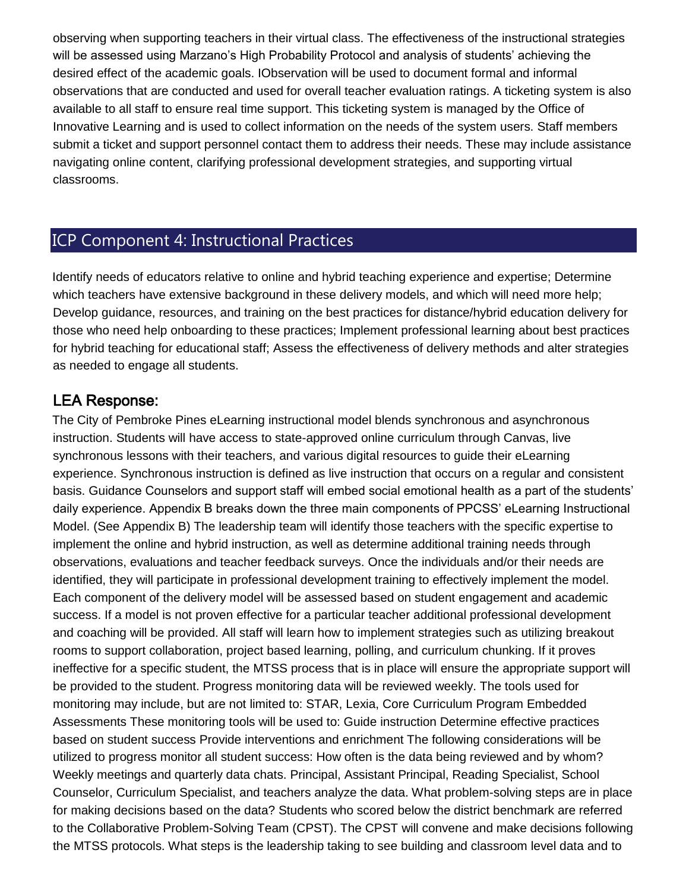observing when supporting teachers in their virtual class. The effectiveness of the instructional strategies will be assessed using Marzano's High Probability Protocol and analysis of students' achieving the desired effect of the academic goals. IObservation will be used to document formal and informal observations that are conducted and used for overall teacher evaluation ratings. A ticketing system is also available to all staff to ensure real time support. This ticketing system is managed by the Office of Innovative Learning and is used to collect information on the needs of the system users. Staff members submit a ticket and support personnel contact them to address their needs. These may include assistance navigating online content, clarifying professional development strategies, and supporting virtual classrooms.

## ICP Component 4: Instructional Practices

Identify needs of educators relative to online and hybrid teaching experience and expertise; Determine which teachers have extensive background in these delivery models, and which will need more help; Develop guidance, resources, and training on the best practices for distance/hybrid education delivery for those who need help onboarding to these practices; Implement professional learning about best practices for hybrid teaching for educational staff; Assess the effectiveness of delivery methods and alter strategies as needed to engage all students.

### LEA Response:

The City of Pembroke Pines eLearning instructional model blends synchronous and asynchronous instruction. Students will have access to state-approved online curriculum through Canvas, live synchronous lessons with their teachers, and various digital resources to guide their eLearning experience. Synchronous instruction is defined as live instruction that occurs on a regular and consistent basis. Guidance Counselors and support staff will embed social emotional health as a part of the students' daily experience. Appendix B breaks down the three main components of PPCSS' eLearning Instructional Model. (See Appendix B) The leadership team will identify those teachers with the specific expertise to implement the online and hybrid instruction, as well as determine additional training needs through observations, evaluations and teacher feedback surveys. Once the individuals and/or their needs are identified, they will participate in professional development training to effectively implement the model. Each component of the delivery model will be assessed based on student engagement and academic success. If a model is not proven effective for a particular teacher additional professional development and coaching will be provided. All staff will learn how to implement strategies such as utilizing breakout rooms to support collaboration, project based learning, polling, and curriculum chunking. If it proves ineffective for a specific student, the MTSS process that is in place will ensure the appropriate support will be provided to the student. Progress monitoring data will be reviewed weekly. The tools used for monitoring may include, but are not limited to: STAR, Lexia, Core Curriculum Program Embedded Assessments These monitoring tools will be used to: Guide instruction Determine effective practices based on student success Provide interventions and enrichment The following considerations will be utilized to progress monitor all student success: How often is the data being reviewed and by whom? Weekly meetings and quarterly data chats. Principal, Assistant Principal, Reading Specialist, School Counselor, Curriculum Specialist, and teachers analyze the data. What problem-solving steps are in place for making decisions based on the data? Students who scored below the district benchmark are referred to the Collaborative Problem-Solving Team (CPST). The CPST will convene and make decisions following the MTSS protocols. What steps is the leadership taking to see building and classroom level data and to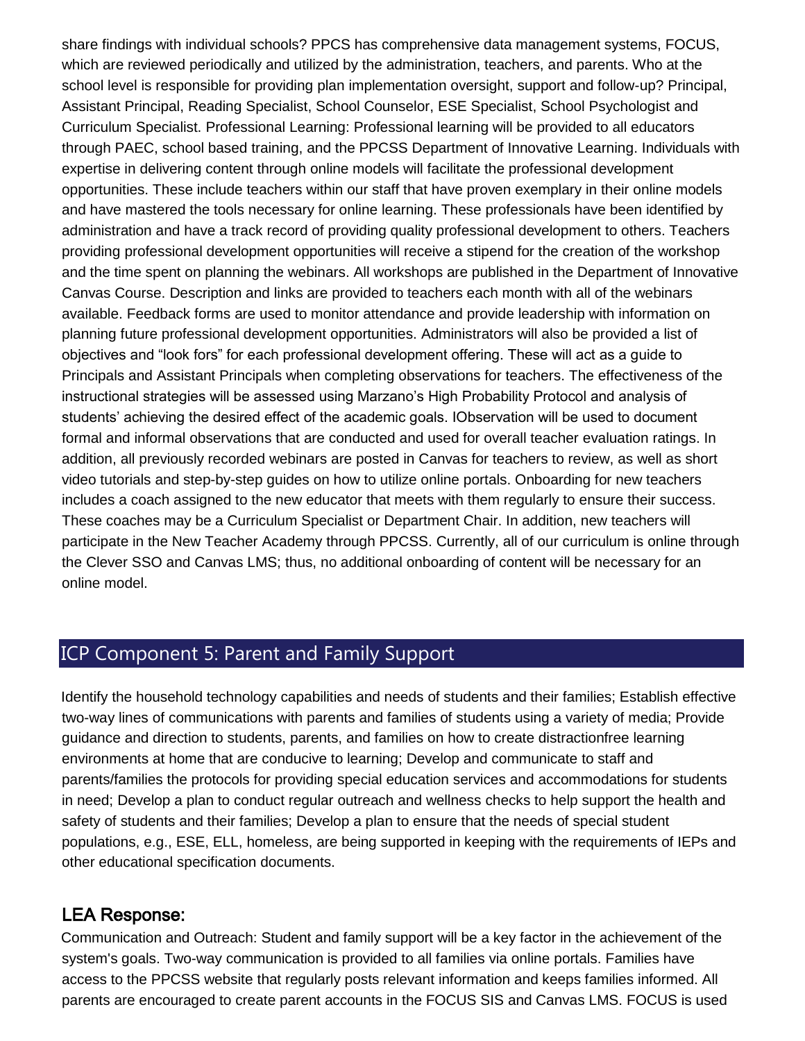share findings with individual schools? PPCS has comprehensive data management systems, FOCUS, which are reviewed periodically and utilized by the administration, teachers, and parents. Who at the school level is responsible for providing plan implementation oversight, support and follow-up? Principal, Assistant Principal, Reading Specialist, School Counselor, ESE Specialist, School Psychologist and Curriculum Specialist. Professional Learning: Professional learning will be provided to all educators through PAEC, school based training, and the PPCSS Department of Innovative Learning. Individuals with expertise in delivering content through online models will facilitate the professional development opportunities. These include teachers within our staff that have proven exemplary in their online models and have mastered the tools necessary for online learning. These professionals have been identified by administration and have a track record of providing quality professional development to others. Teachers providing professional development opportunities will receive a stipend for the creation of the workshop and the time spent on planning the webinars. All workshops are published in the Department of Innovative Canvas Course. Description and links are provided to teachers each month with all of the webinars available. Feedback forms are used to monitor attendance and provide leadership with information on planning future professional development opportunities. Administrators will also be provided a list of objectives and "look fors" for each professional development offering. These will act as a guide to Principals and Assistant Principals when completing observations for teachers. The effectiveness of the instructional strategies will be assessed using Marzano's High Probability Protocol and analysis of students' achieving the desired effect of the academic goals. IObservation will be used to document formal and informal observations that are conducted and used for overall teacher evaluation ratings. In addition, all previously recorded webinars are posted in Canvas for teachers to review, as well as short video tutorials and step-by-step guides on how to utilize online portals. Onboarding for new teachers includes a coach assigned to the new educator that meets with them regularly to ensure their success. These coaches may be a Curriculum Specialist or Department Chair. In addition, new teachers will participate in the New Teacher Academy through PPCSS. Currently, all of our curriculum is online through the Clever SSO and Canvas LMS; thus, no additional onboarding of content will be necessary for an online model.

## ICP Component 5: Parent and Family Support

Identify the household technology capabilities and needs of students and their families; Establish effective two-way lines of communications with parents and families of students using a variety of media; Provide guidance and direction to students, parents, and families on how to create distractionfree learning environments at home that are conducive to learning; Develop and communicate to staff and parents/families the protocols for providing special education services and accommodations for students in need; Develop a plan to conduct regular outreach and wellness checks to help support the health and safety of students and their families; Develop a plan to ensure that the needs of special student populations, e.g., ESE, ELL, homeless, are being supported in keeping with the requirements of IEPs and other educational specification documents.

### LEA Response:

Communication and Outreach: Student and family support will be a key factor in the achievement of the system's goals. Two-way communication is provided to all families via online portals. Families have access to the PPCSS website that regularly posts relevant information and keeps families informed. All parents are encouraged to create parent accounts in the FOCUS SIS and Canvas LMS. FOCUS is used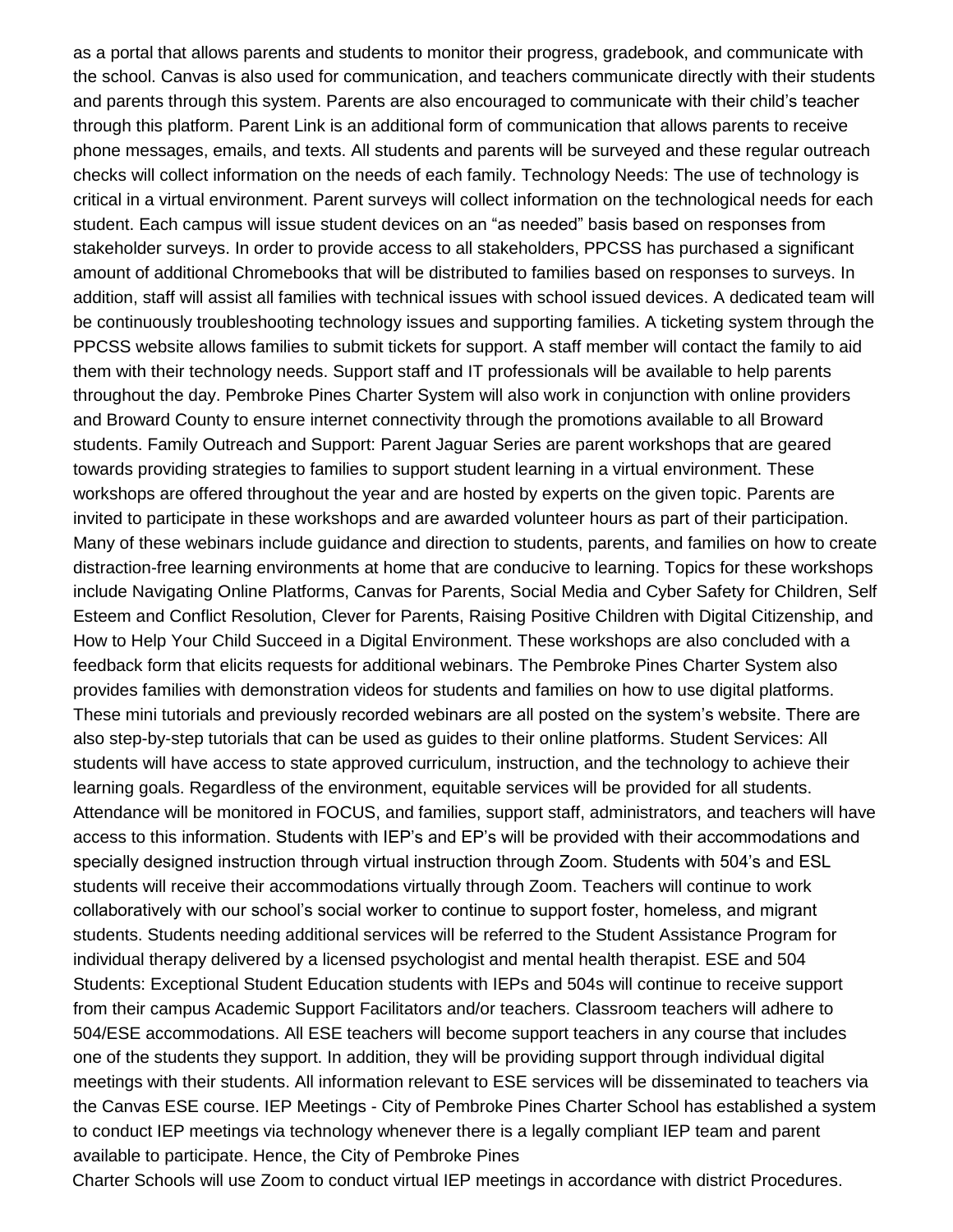as a portal that allows parents and students to monitor their progress, gradebook, and communicate with the school. Canvas is also used for communication, and teachers communicate directly with their students and parents through this system. Parents are also encouraged to communicate with their child's teacher through this platform. Parent Link is an additional form of communication that allows parents to receive phone messages, emails, and texts. All students and parents will be surveyed and these regular outreach checks will collect information on the needs of each family. Technology Needs: The use of technology is critical in a virtual environment. Parent surveys will collect information on the technological needs for each student. Each campus will issue student devices on an "as needed" basis based on responses from stakeholder surveys. In order to provide access to all stakeholders, PPCSS has purchased a significant amount of additional Chromebooks that will be distributed to families based on responses to surveys. In addition, staff will assist all families with technical issues with school issued devices. A dedicated team will be continuously troubleshooting technology issues and supporting families. A ticketing system through the PPCSS website allows families to submit tickets for support. A staff member will contact the family to aid them with their technology needs. Support staff and IT professionals will be available to help parents throughout the day. Pembroke Pines Charter System will also work in conjunction with online providers and Broward County to ensure internet connectivity through the promotions available to all Broward students. Family Outreach and Support: Parent Jaguar Series are parent workshops that are geared towards providing strategies to families to support student learning in a virtual environment. These workshops are offered throughout the year and are hosted by experts on the given topic. Parents are invited to participate in these workshops and are awarded volunteer hours as part of their participation. Many of these webinars include guidance and direction to students, parents, and families on how to create distraction-free learning environments at home that are conducive to learning. Topics for these workshops include Navigating Online Platforms, Canvas for Parents, Social Media and Cyber Safety for Children, Self Esteem and Conflict Resolution, Clever for Parents, Raising Positive Children with Digital Citizenship, and How to Help Your Child Succeed in a Digital Environment. These workshops are also concluded with a feedback form that elicits requests for additional webinars. The Pembroke Pines Charter System also provides families with demonstration videos for students and families on how to use digital platforms. These mini tutorials and previously recorded webinars are all posted on the system's website. There are also step-by-step tutorials that can be used as guides to their online platforms. Student Services: All students will have access to state approved curriculum, instruction, and the technology to achieve their learning goals. Regardless of the environment, equitable services will be provided for all students. Attendance will be monitored in FOCUS, and families, support staff, administrators, and teachers will have access to this information. Students with IEP's and EP's will be provided with their accommodations and specially designed instruction through virtual instruction through Zoom. Students with 504's and ESL students will receive their accommodations virtually through Zoom. Teachers will continue to work collaboratively with our school's social worker to continue to support foster, homeless, and migrant students. Students needing additional services will be referred to the Student Assistance Program for individual therapy delivered by a licensed psychologist and mental health therapist. ESE and 504 Students: Exceptional Student Education students with IEPs and 504s will continue to receive support from their campus Academic Support Facilitators and/or teachers. Classroom teachers will adhere to 504/ESE accommodations. All ESE teachers will become support teachers in any course that includes one of the students they support. In addition, they will be providing support through individual digital meetings with their students. All information relevant to ESE services will be disseminated to teachers via the Canvas ESE course. IEP Meetings - City of Pembroke Pines Charter School has established a system to conduct IEP meetings via technology whenever there is a legally compliant IEP team and parent available to participate. Hence, the City of Pembroke Pines Charter Schools will use Zoom to conduct virtual IEP meetings in accordance with district Procedures.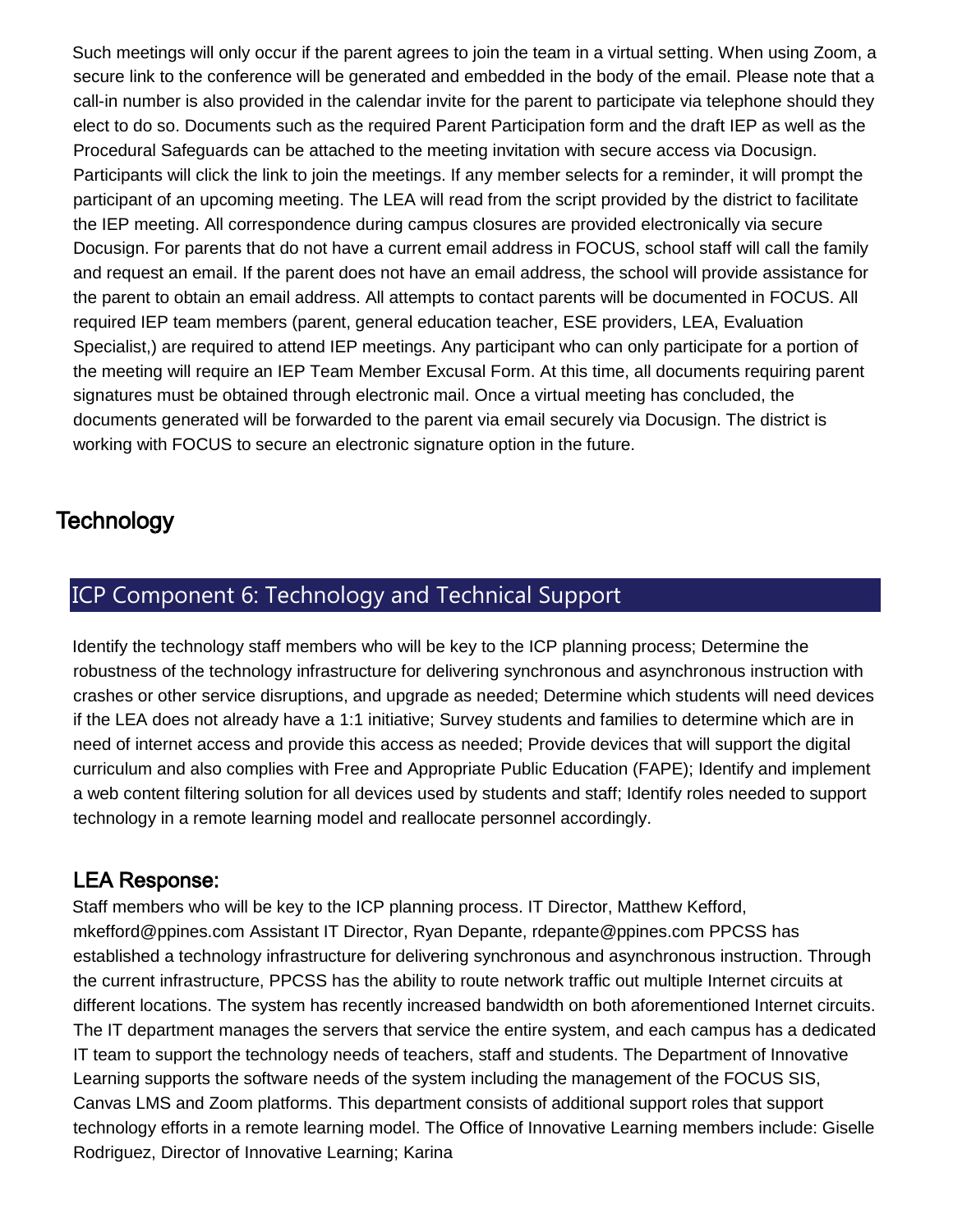Such meetings will only occur if the parent agrees to join the team in a virtual setting. When using Zoom, a secure link to the conference will be generated and embedded in the body of the email. Please note that a call-in number is also provided in the calendar invite for the parent to participate via telephone should they elect to do so. Documents such as the required Parent Participation form and the draft IEP as well as the Procedural Safeguards can be attached to the meeting invitation with secure access via Docusign. Participants will click the link to join the meetings. If any member selects for a reminder, it will prompt the participant of an upcoming meeting. The LEA will read from the script provided by the district to facilitate the IEP meeting. All correspondence during campus closures are provided electronically via secure Docusign. For parents that do not have a current email address in FOCUS, school staff will call the family and request an email. If the parent does not have an email address, the school will provide assistance for the parent to obtain an email address. All attempts to contact parents will be documented in FOCUS. All required IEP team members (parent, general education teacher, ESE providers, LEA, Evaluation Specialist,) are required to attend IEP meetings. Any participant who can only participate for a portion of the meeting will require an IEP Team Member Excusal Form. At this time, all documents requiring parent signatures must be obtained through electronic mail. Once a virtual meeting has concluded, the documents generated will be forwarded to the parent via email securely via Docusign. The district is working with FOCUS to secure an electronic signature option in the future.

# Technology

## ICP Component 6: Technology and Technical Support

Identify the technology staff members who will be key to the ICP planning process; Determine the robustness of the technology infrastructure for delivering synchronous and asynchronous instruction with crashes or other service disruptions, and upgrade as needed; Determine which students will need devices if the LEA does not already have a 1:1 initiative; Survey students and families to determine which are in need of internet access and provide this access as needed; Provide devices that will support the digital curriculum and also complies with Free and Appropriate Public Education (FAPE); Identify and implement a web content filtering solution for all devices used by students and staff; Identify roles needed to support technology in a remote learning model and reallocate personnel accordingly.

### LEA Response:

Staff members who will be key to the ICP planning process. IT Director, Matthew Kefford, mkefford@ppines.com Assistant IT Director, Ryan Depante, rdepante@ppines.com PPCSS has established a technology infrastructure for delivering synchronous and asynchronous instruction. Through the current infrastructure, PPCSS has the ability to route network traffic out multiple Internet circuits at different locations. The system has recently increased bandwidth on both aforementioned Internet circuits. The IT department manages the servers that service the entire system, and each campus has a dedicated IT team to support the technology needs of teachers, staff and students. The Department of Innovative Learning supports the software needs of the system including the management of the FOCUS SIS, Canvas LMS and Zoom platforms. This department consists of additional support roles that support technology efforts in a remote learning model. The Office of Innovative Learning members include: Giselle Rodriguez, Director of Innovative Learning; Karina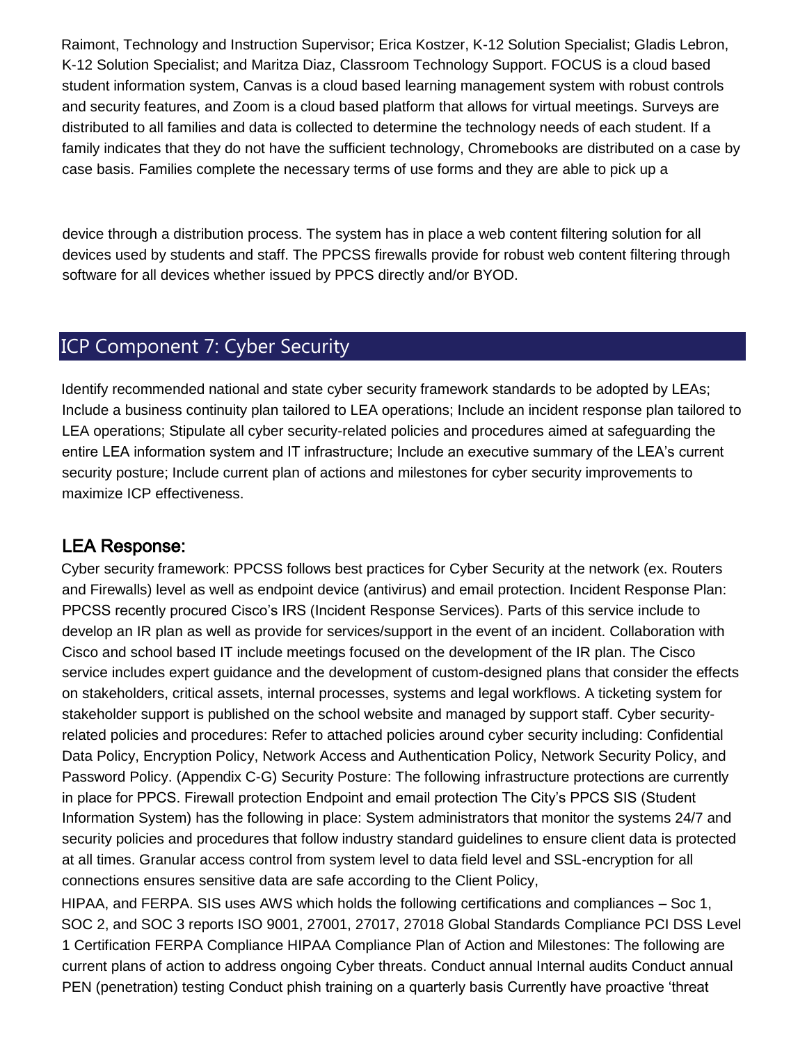Raimont, Technology and Instruction Supervisor; Erica Kostzer, K-12 Solution Specialist; Gladis Lebron, K-12 Solution Specialist; and Maritza Diaz, Classroom Technology Support. FOCUS is a cloud based student information system, Canvas is a cloud based learning management system with robust controls and security features, and Zoom is a cloud based platform that allows for virtual meetings. Surveys are distributed to all families and data is collected to determine the technology needs of each student. If a family indicates that they do not have the sufficient technology, Chromebooks are distributed on a case by case basis. Families complete the necessary terms of use forms and they are able to pick up a

device through a distribution process. The system has in place a web content filtering solution for all devices used by students and staff. The PPCSS firewalls provide for robust web content filtering through software for all devices whether issued by PPCS directly and/or BYOD.

## ICP Component 7: Cyber Security

Identify recommended national and state cyber security framework standards to be adopted by LEAs; Include a business continuity plan tailored to LEA operations; Include an incident response plan tailored to LEA operations; Stipulate all cyber security-related policies and procedures aimed at safeguarding the entire LEA information system and IT infrastructure; Include an executive summary of the LEA's current security posture; Include current plan of actions and milestones for cyber security improvements to maximize ICP effectiveness.

### LEA Response:

Cyber security framework: PPCSS follows best practices for Cyber Security at the network (ex. Routers and Firewalls) level as well as endpoint device (antivirus) and email protection. Incident Response Plan: PPCSS recently procured Cisco's IRS (Incident Response Services). Parts of this service include to develop an IR plan as well as provide for services/support in the event of an incident. Collaboration with Cisco and school based IT include meetings focused on the development of the IR plan. The Cisco service includes expert guidance and the development of custom-designed plans that consider the effects on stakeholders, critical assets, internal processes, systems and legal workflows. A ticketing system for stakeholder support is published on the school website and managed by support staff. Cyber security-related policies and procedures: Refer to attached policies around cyber security including: Confidential Data Policy, Encryption Policy, Network Access and Authentication Policy, Network Security Policy, and Password Policy. (Appendix C-G) Security Posture: The following infrastructure protections are currently in place for PPCS. Firewall protection Endpoint and email protection The City's PPCS SIS (Student Information System) has the following in place: System administrators that monitor the systems 24/7 and security policies and procedures that follow industry standard guidelines to ensure client data is protected at all times. Granular access control from system level to data field level and SSL-encryption for all connections ensures sensitive data are safe according to the Client Policy,

HIPAA, and FERPA. SIS uses AWS which holds the following certifications and compliances – Soc 1, SOC 2, and SOC 3 reports ISO 9001, 27001, 27017, 27018 Global Standards Compliance PCI DSS Level 1 Certification FERPA Compliance HIPAA Compliance Plan of Action and Milestones: The following are current plans of action to address ongoing Cyber threats. Conduct annual Internal audits Conduct annual PEN (penetration) testing Conduct phish training on a quarterly basis Currently have proactive 'threat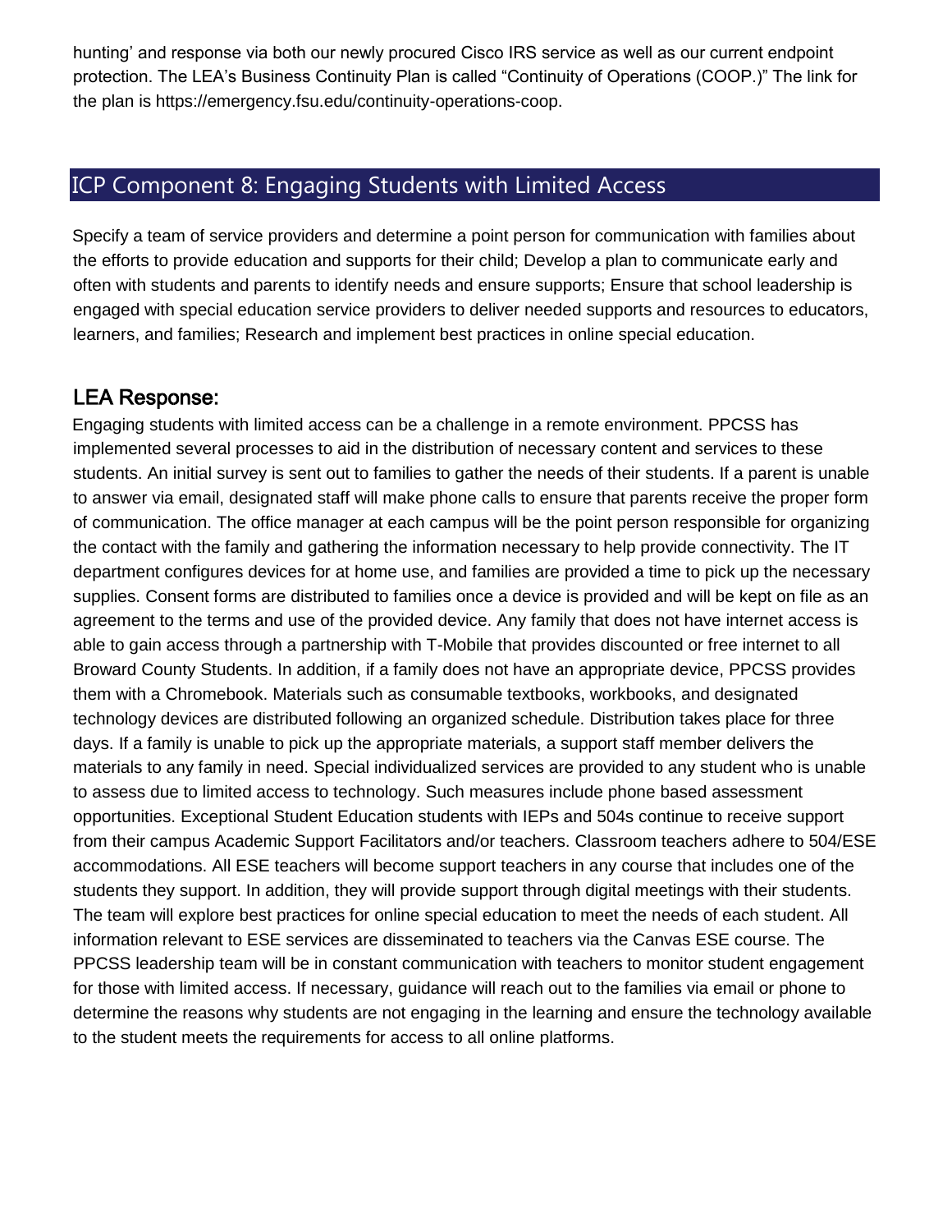hunting' and response via both our newly procured Cisco IRS service as well as our current endpoint protection. The LEA's Business Continuity Plan is called "Continuity of Operations (COOP.)" The link for the plan is https://emergency.fsu.edu/continuity-operations-coop.

## ICP Component 8: Engaging Students with Limited Access

Specify a team of service providers and determine a point person for communication with families about the efforts to provide education and supports for their child; Develop a plan to communicate early and often with students and parents to identify needs and ensure supports; Ensure that school leadership is engaged with special education service providers to deliver needed supports and resources to educators, learners, and families; Research and implement best practices in online special education.

### LEA Response:

Engaging students with limited access can be a challenge in a remote environment. PPCSS has implemented several processes to aid in the distribution of necessary content and services to these students. An initial survey is sent out to families to gather the needs of their students. If a parent is unable to answer via email, designated staff will make phone calls to ensure that parents receive the proper form of communication. The office manager at each campus will be the point person responsible for organizing the contact with the family and gathering the information necessary to help provide connectivity. The IT department configures devices for at home use, and families are provided a time to pick up the necessary supplies. Consent forms are distributed to families once a device is provided and will be kept on file as an agreement to the terms and use of the provided device. Any family that does not have internet access is able to gain access through a partnership with T-Mobile that provides discounted or free internet to all Broward County Students. In addition, if a family does not have an appropriate device, PPCSS provides them with a Chromebook. Materials such as consumable textbooks, workbooks, and designated technology devices are distributed following an organized schedule. Distribution takes place for three days. If a family is unable to pick up the appropriate materials, a support staff member delivers the materials to any family in need. Special individualized services are provided to any student who is unable to assess due to limited access to technology. Such measures include phone based assessment opportunities. Exceptional Student Education students with IEPs and 504s continue to receive support from their campus Academic Support Facilitators and/or teachers. Classroom teachers adhere to 504/ESE accommodations. All ESE teachers will become support teachers in any course that includes one of the students they support. In addition, they will provide support through digital meetings with their students. The team will explore best practices for online special education to meet the needs of each student. All information relevant to ESE services are disseminated to teachers via the Canvas ESE course. The PPCSS leadership team will be in constant communication with teachers to monitor student engagement for those with limited access. If necessary, guidance will reach out to the families via email or phone to determine the reasons why students are not engaging in the learning and ensure the technology available to the student meets the requirements for access to all online platforms.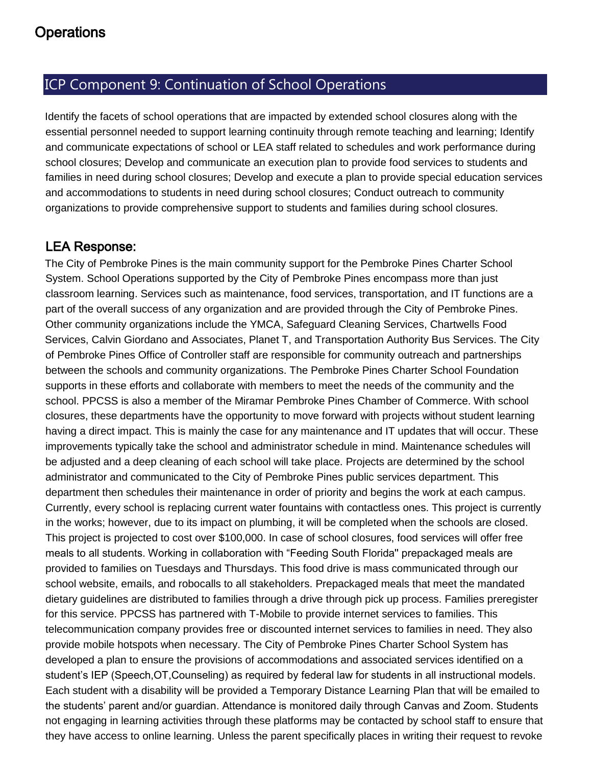# Operations

## ICP Component 9: Continuation of School Operations

Identify the facets of school operations that are impacted by extended school closures along with the essential personnel needed to support learning continuity through remote teaching and learning; Identify and communicate expectations of school or LEA staff related to schedules and work performance during school closures; Develop and communicate an execution plan to provide food services to students and families in need during school closures; Develop and execute a plan to provide special education services and accommodations to students in need during school closures; Conduct outreach to community organizations to provide comprehensive support to students and families during school closures.

### LEA Response:

The City of Pembroke Pines is the main community support for the Pembroke Pines Charter School System. School Operations supported by the City of Pembroke Pines encompass more than just classroom learning. Services such as maintenance, food services, transportation, and IT functions are a part of the overall success of any organization and are provided through the City of Pembroke Pines. Other community organizations include the YMCA, Safeguard Cleaning Services, Chartwells Food Services, Calvin Giordano and Associates, Planet T, and Transportation Authority Bus Services. The City of Pembroke Pines Office of Controller staff are responsible for community outreach and partnerships between the schools and community organizations. The Pembroke Pines Charter School Foundation supports in these efforts and collaborate with members to meet the needs of the community and the school. PPCSS is also a member of the Miramar Pembroke Pines Chamber of Commerce. With school closures, these departments have the opportunity to move forward with projects without student learning having a direct impact. This is mainly the case for any maintenance and IT updates that will occur. These improvements typically take the school and administrator schedule in mind. Maintenance schedules will be adjusted and a deep cleaning of each school will take place. Projects are determined by the school administrator and communicated to the City of Pembroke Pines public services department. This department then schedules their maintenance in order of priority and begins the work at each campus. Currently, every school is replacing current water fountains with contactless ones. This project is currently in the works; however, due to its impact on plumbing, it will be completed when the schools are closed. This project is projected to cost over $100,000. In case of school closures, food services will offer free meals to all students. Working in collaboration with "Feeding South Florida" prepackaged meals are provided to families on Tuesdays and Thursdays. This food drive is mass communicated through our school website, emails, and robocalls to all stakeholders. Prepackaged meals that meet the mandated dietary guidelines are distributed to families through a drive through pick up process. Families preregister for this service. PPCSS has partnered with T-Mobile to provide internet services to families. This telecommunication company provides free or discounted internet services to families in need. They also provide mobile hotspots when necessary. The City of Pembroke Pines Charter School System has developed a plan to ensure the provisions of accommodations and associated services identified on a student's IEP (Speech,OT,Counseling) as required by federal law for students in all instructional models. Each student with a disability will be provided a Temporary Distance Learning Plan that will be emailed to the students' parent and/or guardian. Attendance is monitored daily through Canvas and Zoom. Students not engaging in learning activities through these platforms may be contacted by school staff to ensure that they have access to online learning. Unless the parent specifically places in writing their request to revoke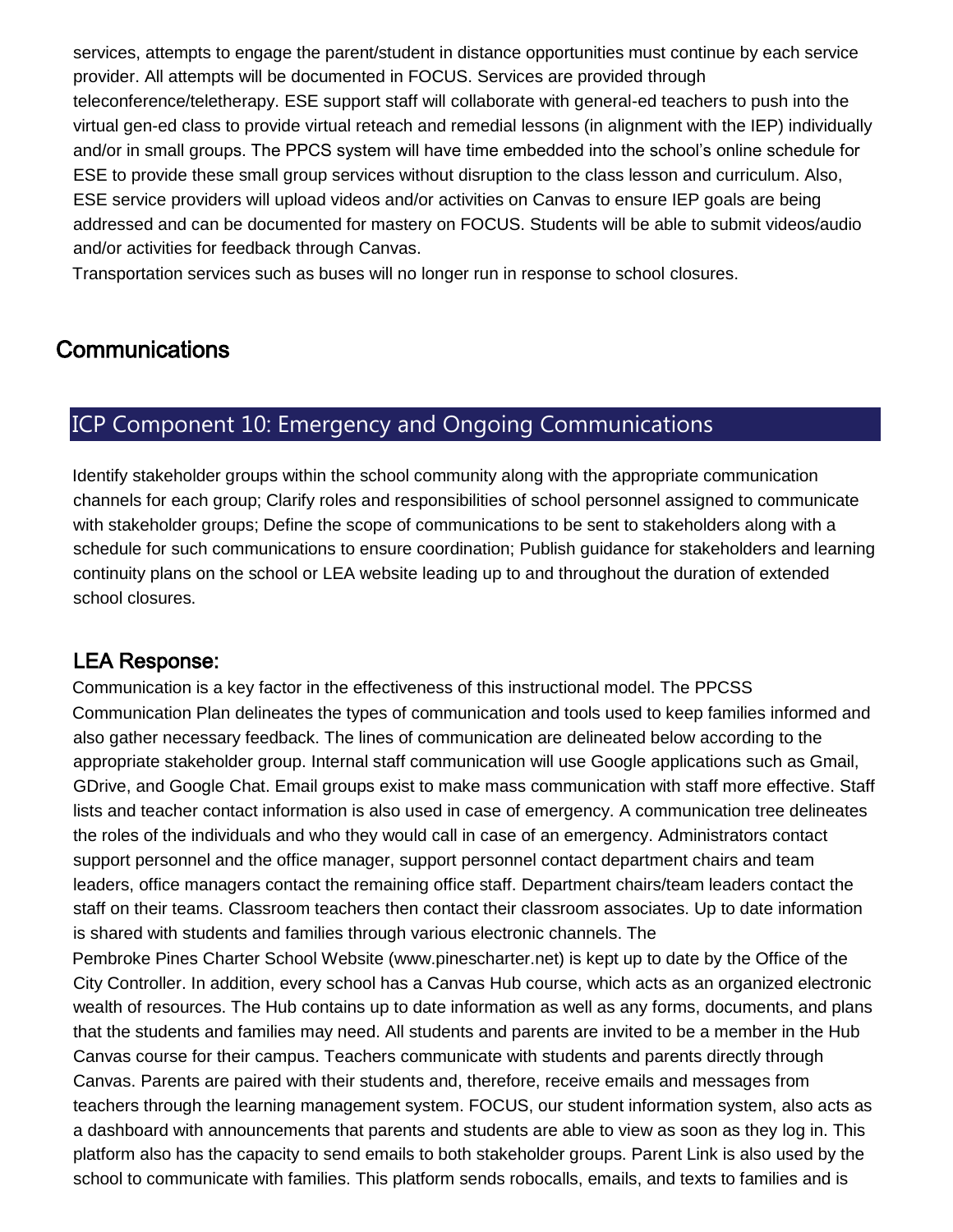services, attempts to engage the parent/student in distance opportunities must continue by each service provider. All attempts will be documented in FOCUS. Services are provided through teleconference/teletherapy. ESE support staff will collaborate with general-ed teachers to push into the virtual gen-ed class to provide virtual reteach and remedial lessons (in alignment with the IEP) individually and/or in small groups. The PPCS system will have time embedded into the school's online schedule for ESE to provide these small group services without disruption to the class lesson and curriculum. Also, ESE service providers will upload videos and/or activities on Canvas to ensure IEP goals are being addressed and can be documented for mastery on FOCUS. Students will be able to submit videos/audio and/or activities for feedback through Canvas.

Transportation services such as buses will no longer run in response to school closures.

## Communications

### ICP Component 10: Emergency and Ongoing Communications

Identify stakeholder groups within the school community along with the appropriate communication channels for each group; Clarify roles and responsibilities of school personnel assigned to communicate with stakeholder groups; Define the scope of communications to be sent to stakeholders along with a schedule for such communications to ensure coordination; Publish guidance for stakeholders and learning continuity plans on the school or LEA website leading up to and throughout the duration of extended school closures.

#### LEA Response:

Communication is a key factor in the effectiveness of this instructional model. The PPCSS Communication Plan delineates the types of communication and tools used to keep families informed and also gather necessary feedback. The lines of communication are delineated below according to the appropriate stakeholder group. Internal staff communication will use Google applications such as Gmail, GDrive, and Google Chat. Email groups exist to make mass communication with staff more effective. Staff lists and teacher contact information is also used in case of emergency. A communication tree delineates the roles of the individuals and who they would call in case of an emergency. Administrators contact support personnel and the office manager, support personnel contact department chairs and team leaders, office managers contact the remaining office staff. Department chairs/team leaders contact the staff on their teams. Classroom teachers then contact their classroom associates. Up to date information is shared with students and families through various electronic channels. The Pembroke Pines Charter School Website (www.pinescharter.net) is kept up to date by the Office of the City Controller. In addition, every school has a Canvas Hub course, which acts as an organized electronic wealth of resources. The Hub contains up to date information as well as any forms, documents, and plans that the students and families may need. All students and parents are invited to be a member in the Hub Canvas course for their campus. Teachers communicate with students and parents directly through Canvas. Parents are paired with their students and, therefore, receive emails and messages from teachers through the learning management system. FOCUS, our student information system, also acts as a dashboard with announcements that parents and students are able to view as soon as they log in. This platform also has the capacity to send emails to both stakeholder groups. Parent Link is also used by the school to communicate with families. This platform sends robocalls, emails, and texts to families and is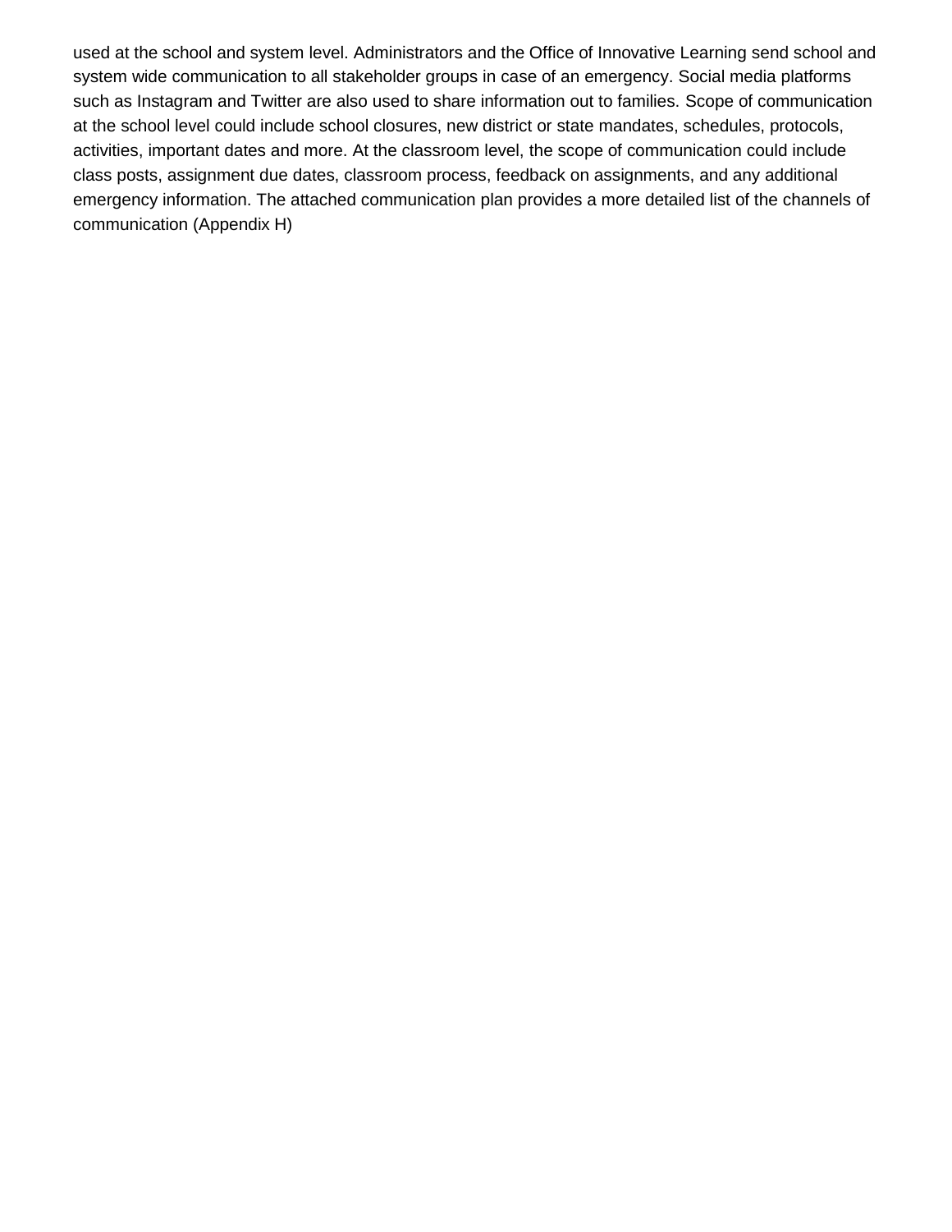used at the school and system level. Administrators and the Office of Innovative Learning send school and system wide communication to all stakeholder groups in case of an emergency. Social media platforms such as Instagram and Twitter are also used to share information out to families. Scope of communication at the school level could include school closures, new district or state mandates, schedules, protocols, activities, important dates and more. At the classroom level, the scope of communication could include class posts, assignment due dates, classroom process, feedback on assignments, and any additional emergency information. The attached communication plan provides a more detailed list of the channels of communication (Appendix H)